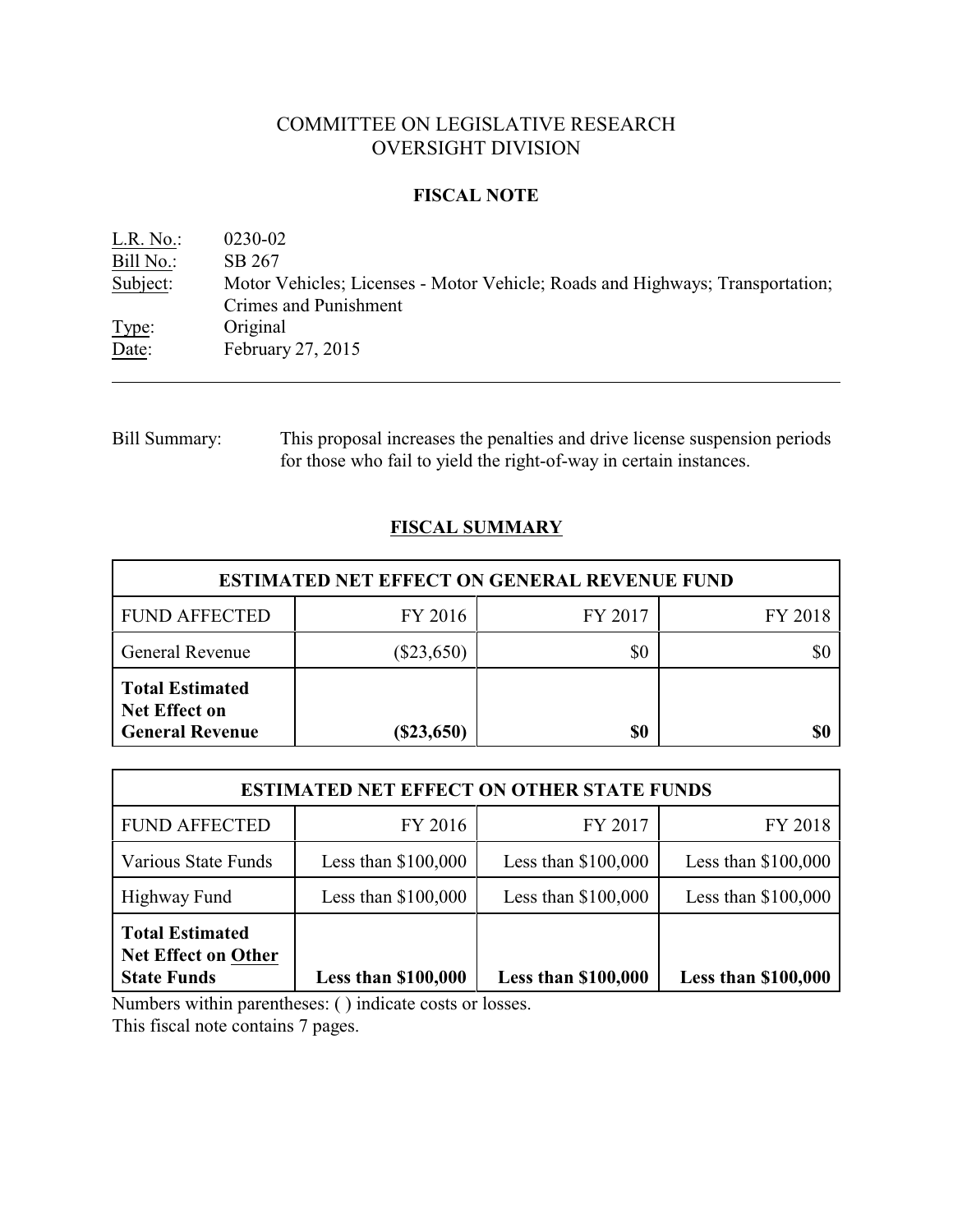# COMMITTEE ON LEGISLATIVE RESEARCH
# OVERSIGHT DIVISION

## FISCAL NOTE

L.R. No.: 0230-02
Bill No.: SB 267
Subject: Motor Vehicles; Licenses - Motor Vehicle; Roads and Highways; Transportation; Crimes and Punishment
Type: Original
Date: February 27, 2015

---

Bill Summary: This proposal increases the penalties and drive license suspension periods for those who fail to yield the right-of-way in certain instances.

## FISCAL SUMMARY

| ESTIMATED NET EFFECT ON GENERAL REVENUE FUND | | | |
|---|---|---|---|
| FUND AFFECTED | FY 2016 | FY 2017 | FY 2018 |
| General Revenue | ($23,650) | $0 | $0 |
| **Total Estimated Net Effect on General Revenue** | **($23,650)** | **$0** | **$0** |

| ESTIMATED NET EFFECT ON OTHER STATE FUNDS | | | |
|---|---|---|---|
| FUND AFFECTED | FY 2016 | FY 2017 | FY 2018 |
| Various State Funds | Less than $100,000 | Less than $100,000 | Less than $100,000 |
| Highway Fund | Less than $100,000 | Less than $100,000 | Less than $100,000 |
| **Total Estimated Net Effect on Other State Funds** | **Less than $100,000** | **Less than $100,000** | **Less than $100,000** |

Numbers within parentheses: ( ) indicate costs or losses.
This fiscal note contains 7 pages.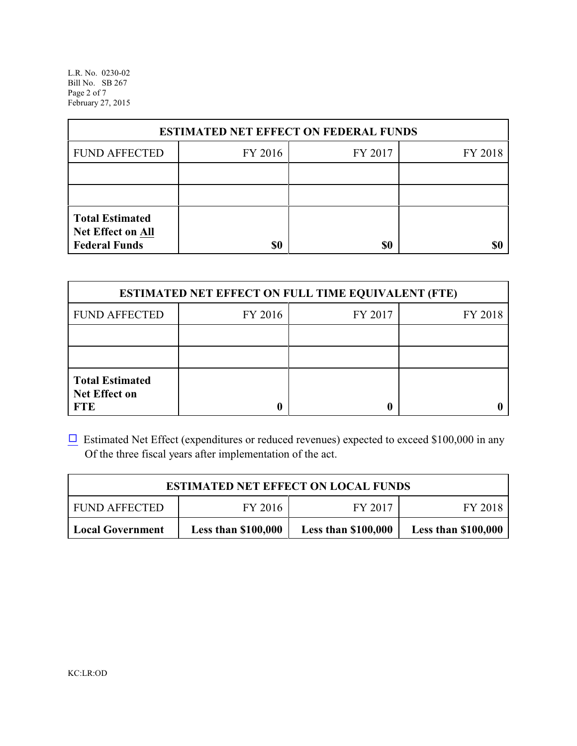| ESTIMATED NET EFFECT ON FEDERAL FUNDS | | | |
|---|---|---|---|
| FUND AFFECTED | FY 2016 | FY 2017 | FY 2018 |
| | | | |
| | | | |
| **Total Estimated Net Effect on All Federal Funds** | **$0** | **$0** | **$0** |

| ESTIMATED NET EFFECT ON FULL TIME EQUIVALENT (FTE) | | | |
|---|---|---|---|
| FUND AFFECTED | FY 2016 | FY 2017 | FY 2018 |
| | | | |
| | | | |
| **Total Estimated Net Effect on FTE** | **0** | **0** | **0** |

☐ Estimated Net Effect (expenditures or reduced revenues) expected to exceed $100,000 in any Of the three fiscal years after implementation of the act.

| ESTIMATED NET EFFECT ON LOCAL FUNDS | | | |
|---|---|---|---|
| FUND AFFECTED | FY 2016 | FY 2017 | FY 2018 |
| **Local Government** | **Less than $100,000** | **Less than $100,000** | **Less than $100,000** |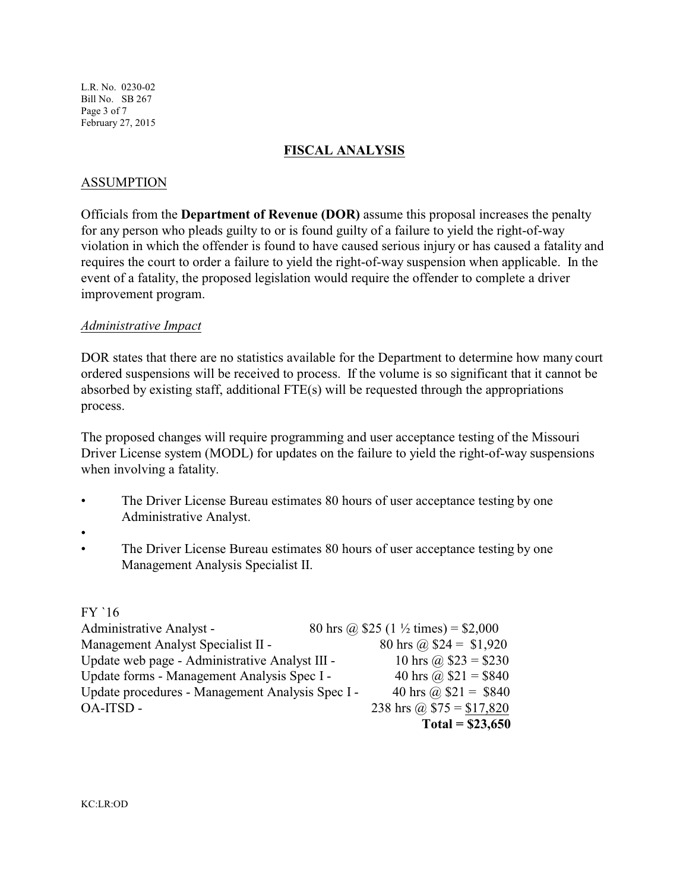## FISCAL ANALYSIS

### ASSUMPTION

Officials from the **Department of Revenue (DOR)** assume this proposal increases the penalty for any person who pleads guilty to or is found guilty of a failure to yield the right-of-way violation in which the offender is found to have caused serious injury or has caused a fatality and requires the court to order a failure to yield the right-of-way suspension when applicable. In the event of a fatality, the proposed legislation would require the offender to complete a driver improvement program.

*Administrative Impact*

DOR states that there are no statistics available for the Department to determine how many court ordered suspensions will be received to process. If the volume is so significant that it cannot be absorbed by existing staff, additional FTE(s) will be requested through the appropriations process.

The proposed changes will require programming and user acceptance testing of the Missouri Driver License system (MODL) for updates on the failure to yield the right-of-way suspensions when involving a fatality.

- The Driver License Bureau estimates 80 hours of user acceptance testing by one Administrative Analyst.
- The Driver License Bureau estimates 80 hours of user acceptance testing by one Management Analysis Specialist II.

FY `16

| | |
|---|---|
| Administrative Analyst - | 80 hrs @ $25 (1 ½ times) = $2,000 |
| Management Analyst Specialist II - | 80 hrs @ $24 = $1,920 |
| Update web page - Administrative Analyst III - | 10 hrs @ $23 = $230 |
| Update forms - Management Analysis Spec I - | 40 hrs @ $21 = $840 |
| Update procedures - Management Analysis Spec I - | 40 hrs @ $21 = $840 |
| OA-ITSD - | 238 hrs @ $75 = $17,820 |
| | **Total = $23,650** |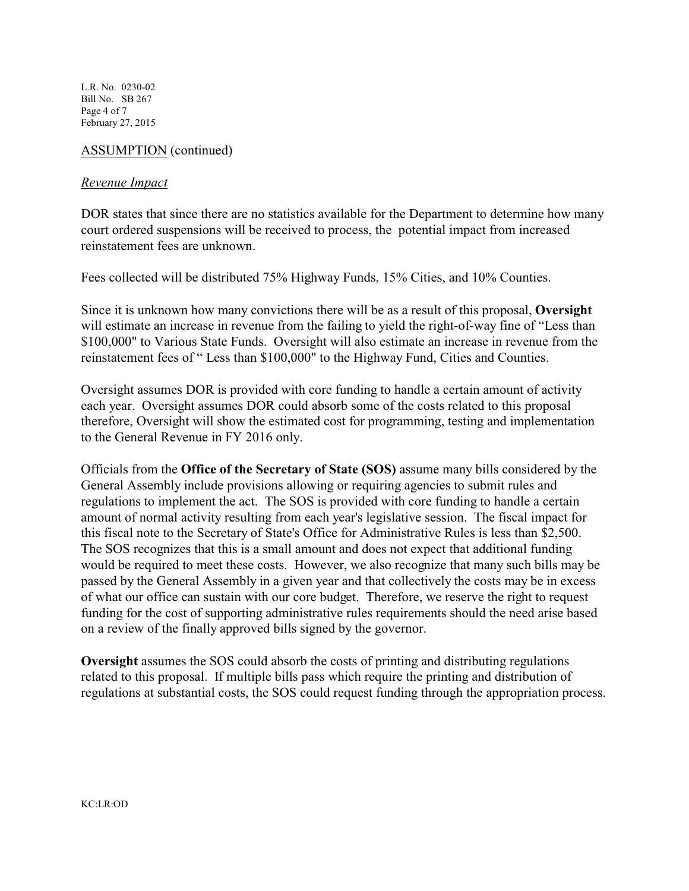ASSUMPTION (continued)

*Revenue Impact*

DOR states that since there are no statistics available for the Department to determine how many court ordered suspensions will be received to process, the potential impact from increased reinstatement fees are unknown.

Fees collected will be distributed 75% Highway Funds, 15% Cities, and 10% Counties.

Since it is unknown how many convictions there will be as a result of this proposal, **Oversight** will estimate an increase in revenue from the failing to yield the right-of-way fine of "Less than $100,000" to Various State Funds. Oversight will also estimate an increase in revenue from the reinstatement fees of " Less than $100,000" to the Highway Fund, Cities and Counties.

Oversight assumes DOR is provided with core funding to handle a certain amount of activity each year. Oversight assumes DOR could absorb some of the costs related to this proposal therefore, Oversight will show the estimated cost for programming, testing and implementation to the General Revenue in FY 2016 only.

Officials from the **Office of the Secretary of State (SOS)** assume many bills considered by the General Assembly include provisions allowing or requiring agencies to submit rules and regulations to implement the act. The SOS is provided with core funding to handle a certain amount of normal activity resulting from each year's legislative session. The fiscal impact for this fiscal note to the Secretary of State's Office for Administrative Rules is less than $2,500. The SOS recognizes that this is a small amount and does not expect that additional funding would be required to meet these costs. However, we also recognize that many such bills may be passed by the General Assembly in a given year and that collectively the costs may be in excess of what our office can sustain with our core budget. Therefore, we reserve the right to request funding for the cost of supporting administrative rules requirements should the need arise based on a review of the finally approved bills signed by the governor.

**Oversight** assumes the SOS could absorb the costs of printing and distributing regulations related to this proposal. If multiple bills pass which require the printing and distribution of regulations at substantial costs, the SOS could request funding through the appropriation process.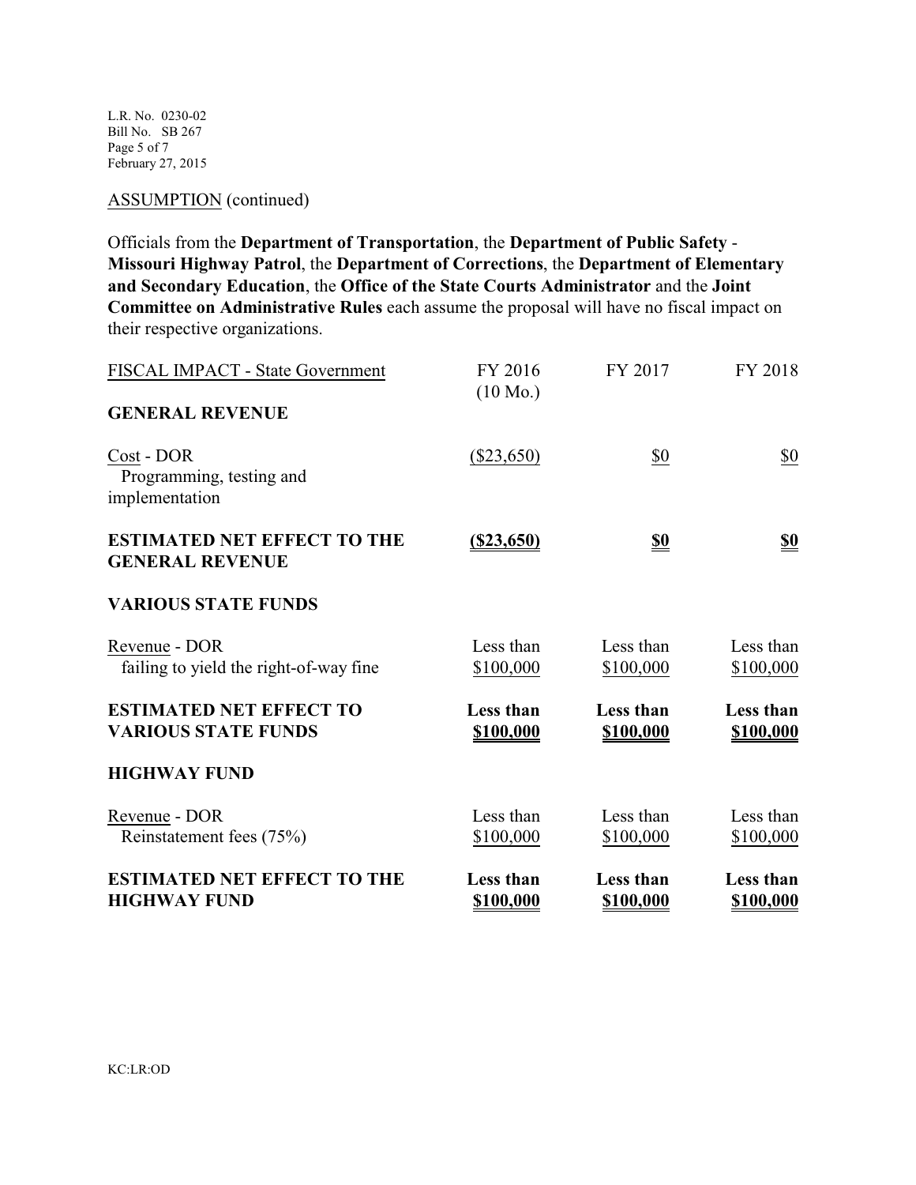ASSUMPTION (continued)

Officials from the **Department of Transportation**, the **Department of Public Safety - Missouri Highway Patrol**, the **Department of Corrections**, the **Department of Elementary and Secondary Education**, the **Office of the State Courts Administrator** and the **Joint Committee on Administrative Rules** each assume the proposal will have no fiscal impact on their respective organizations.

| FISCAL IMPACT - State Government | FY 2016 (10 Mo.) | FY 2017 | FY 2018 |
|---|---|---|---|
| **GENERAL REVENUE** | | | |
| Cost - DOR Programming, testing and implementation | ($23,650) | $0 | $0 |
| **ESTIMATED NET EFFECT TO THE GENERAL REVENUE** | **($23,650)** | **$0** | **$0** |
| **VARIOUS STATE FUNDS** | | | |
| Revenue - DOR failing to yield the right-of-way fine | Less than $100,000 | Less than $100,000 | Less than $100,000 |
| **ESTIMATED NET EFFECT TO VARIOUS STATE FUNDS** | **Less than $100,000** | **Less than $100,000** | **Less than $100,000** |
| **HIGHWAY FUND** | | | |
| Revenue - DOR Reinstatement fees (75%) | Less than $100,000 | Less than $100,000 | Less than $100,000 |
| **ESTIMATED NET EFFECT TO THE HIGHWAY FUND** | **Less than $100,000** | **Less than $100,000** | **Less than $100,000** |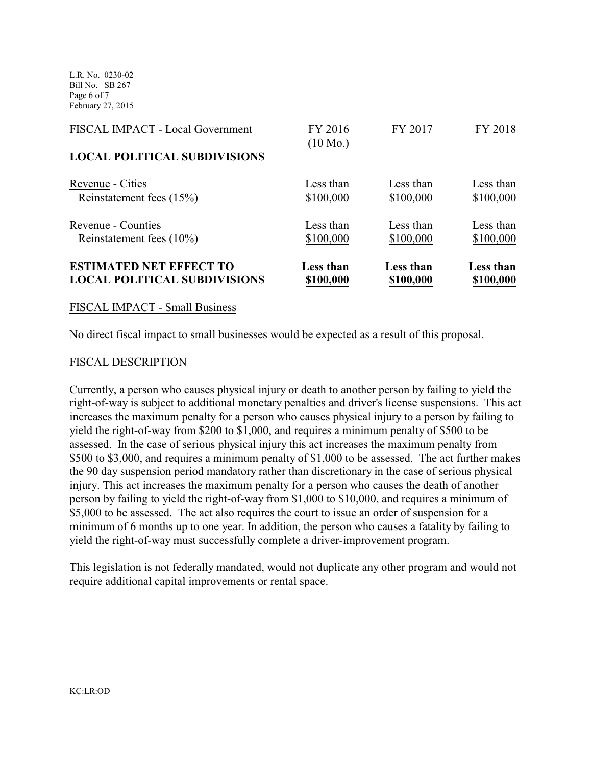| FISCAL IMPACT - Local Government | FY 2016 (10 Mo.) | FY 2017 | FY 2018 |
|---|---|---|---|
| **LOCAL POLITICAL SUBDIVISIONS** | | | |
| Revenue - Cities | Less than | Less than | Less than |
| Reinstatement fees (15%) | $100,000 | $100,000 | $100,000 |
| Revenue - Counties | Less than | Less than | Less than |
| Reinstatement fees (10%) | $100,000 | $100,000 | $100,000 |
| **ESTIMATED NET EFFECT TO LOCAL POLITICAL SUBDIVISIONS** | **Less than $100,000** | **Less than $100,000** | **Less than $100,000** |

FISCAL IMPACT - Small Business

No direct fiscal impact to small businesses would be expected as a result of this proposal.

FISCAL DESCRIPTION

Currently, a person who causes physical injury or death to another person by failing to yield the right-of-way is subject to additional monetary penalties and driver's license suspensions. This act increases the maximum penalty for a person who causes physical injury to a person by failing to yield the right-of-way from $200 to $1,000, and requires a minimum penalty of $500 to be assessed. In the case of serious physical injury this act increases the maximum penalty from $500 to $3,000, and requires a minimum penalty of $1,000 to be assessed. The act further makes the 90 day suspension period mandatory rather than discretionary in the case of serious physical injury. This act increases the maximum penalty for a person who causes the death of another person by failing to yield the right-of-way from $1,000 to $10,000, and requires a minimum of $5,000 to be assessed. The act also requires the court to issue an order of suspension for a minimum of 6 months up to one year. In addition, the person who causes a fatality by failing to yield the right-of-way must successfully complete a driver-improvement program.

This legislation is not federally mandated, would not duplicate any other program and would not require additional capital improvements or rental space.

KC:LR:OD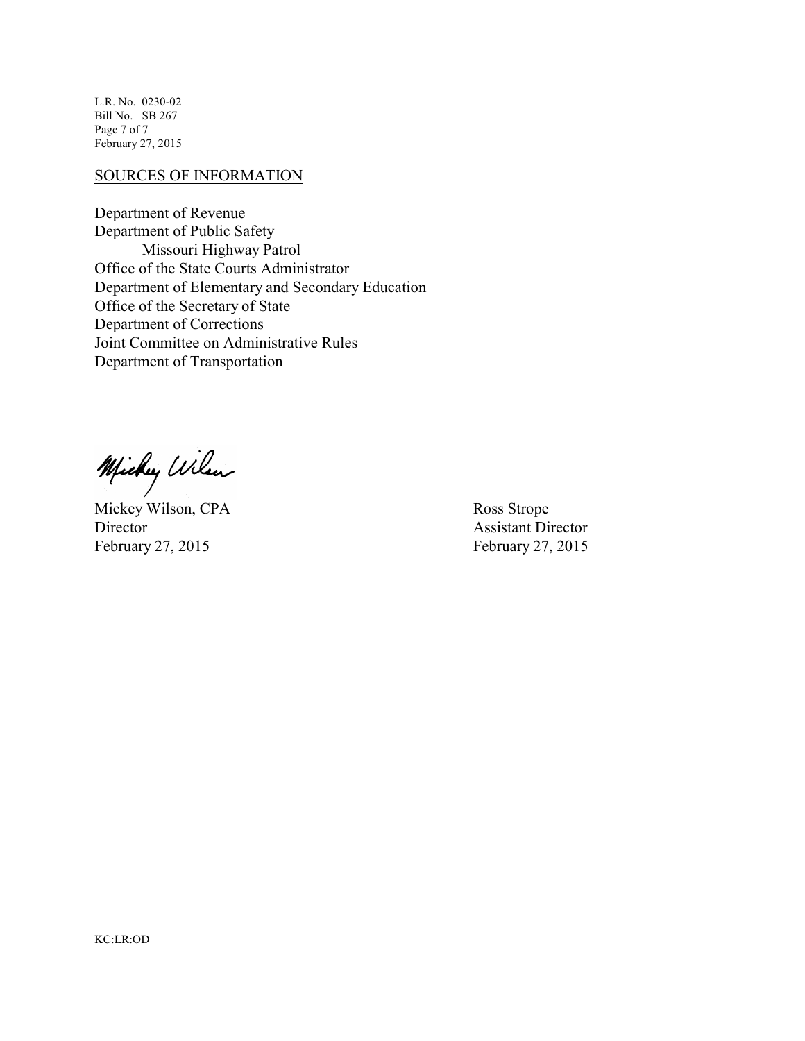## SOURCES OF INFORMATION

Department of Revenue
Department of Public Safety
- Missouri Highway Patrol

Office of the State Courts Administrator
Department of Elementary and Secondary Education
Office of the Secretary of State
Department of Corrections
Joint Committee on Administrative Rules
Department of Transportation

| | |
|---|---|
| Mickey Wilson, CPA | Ross Strope |
| Director | Assistant Director |
| February 27, 2015 | February 27, 2015 |

KC:LR:OD